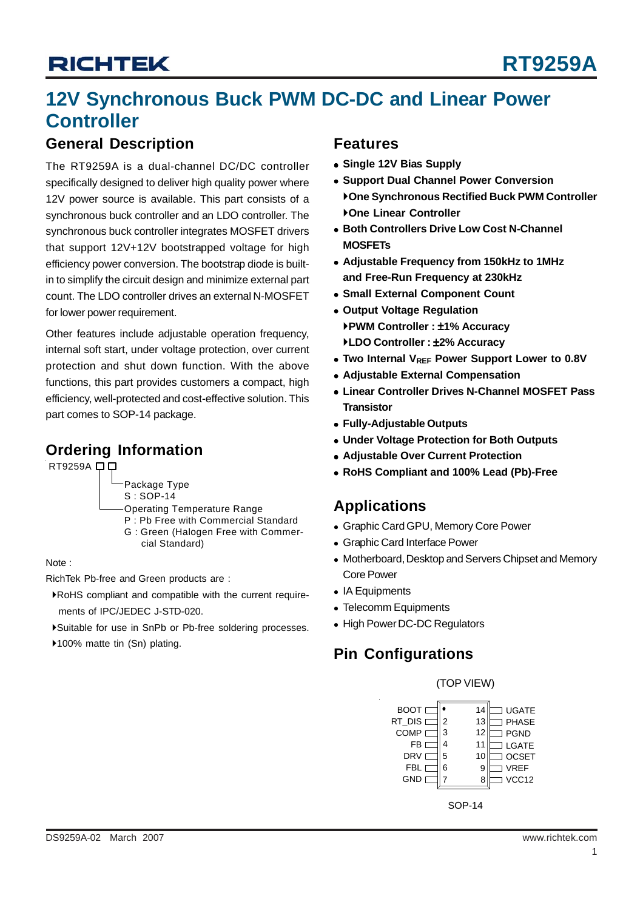# RT9259A

## 12V Synchronous Buck PWM DC-DC and Linear Power Controller

## General Description

The RT9259A is a dual-channel DC/DC controller specifically designed to deliver high quality power where 12V power source is available. This part consists of a synchronous buck controller and an LDO controller. The synchronous buck controller integrates MOSFET drivers that support 12V+12V bootstrapped voltage for high efficiency power conversion. The bootstrap diode is built-in to simplify the circuit design and minimize external part count. The LDO controller drives an external N-MOSFET for lower power requirement.

Other features include adjustable operation frequency, internal soft start, under voltage protection, over current protection and shut down function. With the above functions, this part provides customers a compact, high efficiency, well-protected and cost-effective solution. This part comes to SOP-14 package.

## Ordering Information

RT9259A □□

- Package Type
  - S : SOP-14
- Operating Temperature Range
  - P : Pb Free with Commercial Standard
  - G : Green (Halogen Free with Commercial Standard)

Note :

RichTek Pb-free and Green products are :

- RoHS compliant and compatible with the current requirements of IPC/JEDEC J-STD-020.
- Suitable for use in SnPb or Pb-free soldering processes.
- 100% matte tin (Sn) plating.

## Features

- **Single 12V Bias Supply**
- **Support Dual Channel Power Conversion**
  - **One Synchronous Rectified Buck PWM Controller**
  - **One Linear Controller**
- **Both Controllers Drive Low Cost N-Channel MOSFETs**
- **Adjustable Frequency from 150kHz to 1MHz and Free-Run Frequency at 230kHz**
- **Small External Component Count**
- **Output Voltage Regulation**
  - **PWM Controller : ±1% Accuracy**
  - **LDO Controller : ±2% Accuracy**
- **Two Internal $V_{REF}$ Power Support Lower to 0.8V**
- **Adjustable External Compensation**
- **Linear Controller Drives N-Channel MOSFET Pass Transistor**
- **Fully-Adjustable Outputs**
- **Under Voltage Protection for Both Outputs**
- **Adjustable Over Current Protection**
- **RoHS Compliant and 100% Lead (Pb)-Free**

## Applications

- Graphic Card GPU, Memory Core Power
- Graphic Card Interface Power
- Motherboard, Desktop and Servers Chipset and Memory Core Power
- IA Equipments
- Telecomm Equipments
- High Power DC-DC Regulators

## Pin Configurations

(TOP VIEW)

| Pin | Name | Pin | Name |
|---|---|---|---|
| 1 | BOOT | 14 | UGATE |
| 2 | RT_DIS | 13 | PHASE |
| 3 | COMP | 12 | PGND |
| 4 | FB | 11 | LGATE |
| 5 | DRV | 10 | OCSET |
| 6 | FBL | 9 | VREF |
| 7 | GND | 8 | VCC12 |

SOP-14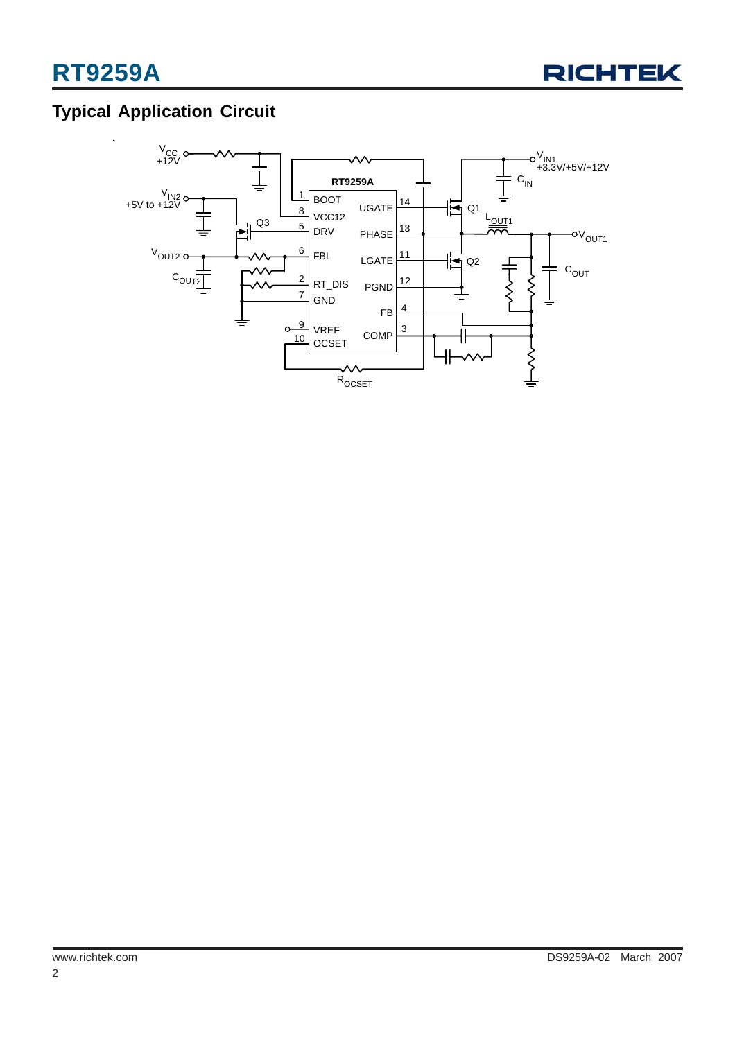## Typical Application Circuit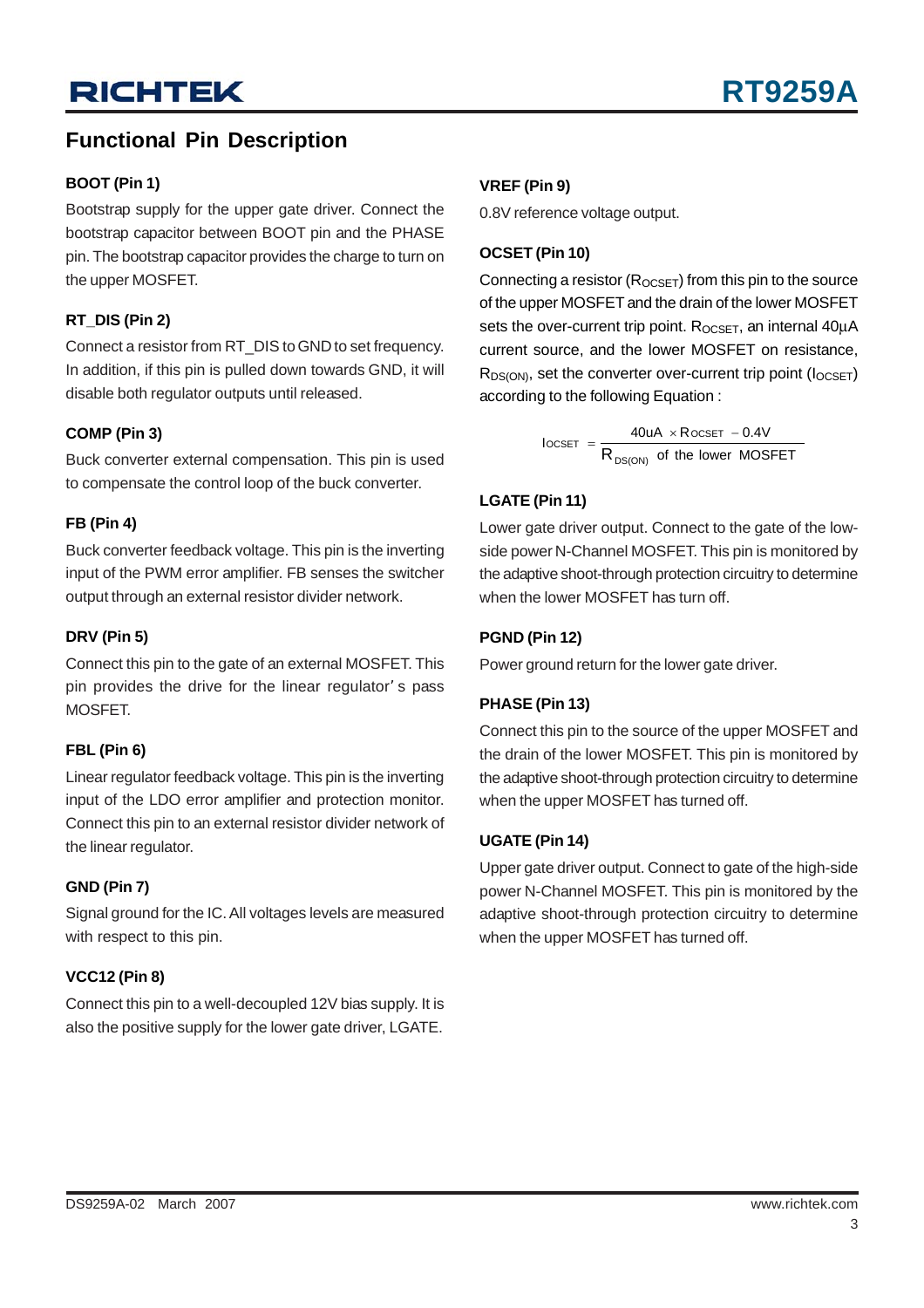## Functional Pin Description

### BOOT (Pin 1)

Bootstrap supply for the upper gate driver. Connect the bootstrap capacitor between BOOT pin and the PHASE pin. The bootstrap capacitor provides the charge to turn on the upper MOSFET.

### RT_DIS (Pin 2)

Connect a resistor from RT_DIS to GND to set frequency. In addition, if this pin is pulled down towards GND, it will disable both regulator outputs until released.

### COMP (Pin 3)

Buck converter external compensation. This pin is used to compensate the control loop of the buck converter.

### FB (Pin 4)

Buck converter feedback voltage. This pin is the inverting input of the PWM error amplifier. FB senses the switcher output through an external resistor divider network.

### DRV (Pin 5)

Connect this pin to the gate of an external MOSFET. This pin provides the drive for the linear regulator's pass MOSFET.

### FBL (Pin 6)

Linear regulator feedback voltage. This pin is the inverting input of the LDO error amplifier and protection monitor. Connect this pin to an external resistor divider network of the linear regulator.

### GND (Pin 7)

Signal ground for the IC. All voltages levels are measured with respect to this pin.

### VCC12 (Pin 8)

Connect this pin to a well-decoupled 12V bias supply. It is also the positive supply for the lower gate driver, LGATE.

### VREF (Pin 9)

0.8V reference voltage output.

### OCSET (Pin 10)

Connecting a resistor ($R_{OCSET}$) from this pin to the source of the upper MOSFET and the drain of the lower MOSFET sets the over-current trip point. $R_{OCSET}$, an internal 40μA current source, and the lower MOSFET on resistance, $R_{DS(ON)}$, set the converter over-current trip point ($I_{OCSET}$) according to the following Equation :

$$I_{OCSET} = \frac{40uA \times R_{OCSET} - 0.4V}{R_{DS(ON)} \text{ of the lower MOSFET}}$$

### LGATE (Pin 11)

Lower gate driver output. Connect to the gate of the low-side power N-Channel MOSFET. This pin is monitored by the adaptive shoot-through protection circuitry to determine when the lower MOSFET has turn off.

### PGND (Pin 12)

Power ground return for the lower gate driver.

### PHASE (Pin 13)

Connect this pin to the source of the upper MOSFET and the drain of the lower MOSFET. This pin is monitored by the adaptive shoot-through protection circuitry to determine when the upper MOSFET has turned off.

### UGATE (Pin 14)

Upper gate driver output. Connect to gate of the high-side power N-Channel MOSFET. This pin is monitored by the adaptive shoot-through protection circuitry to determine when the upper MOSFET has turned off.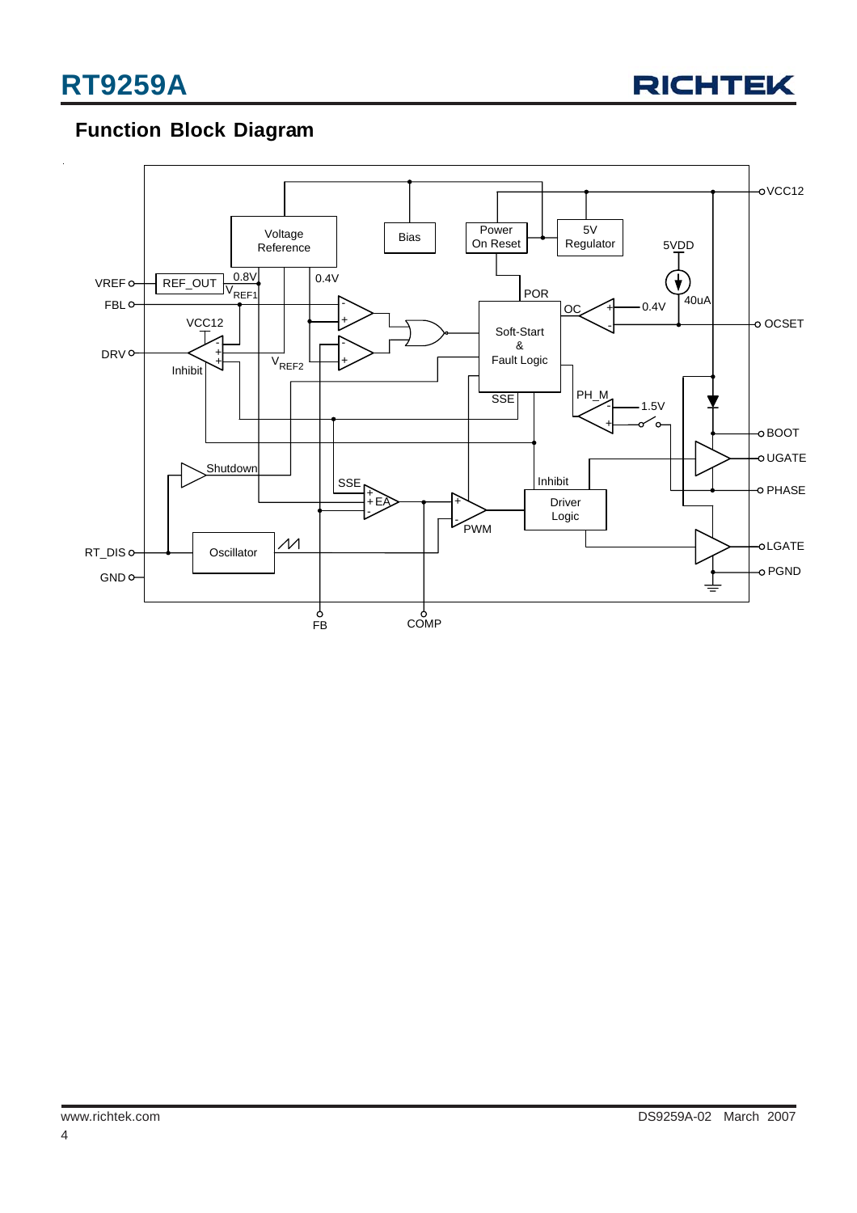## Function Block Diagram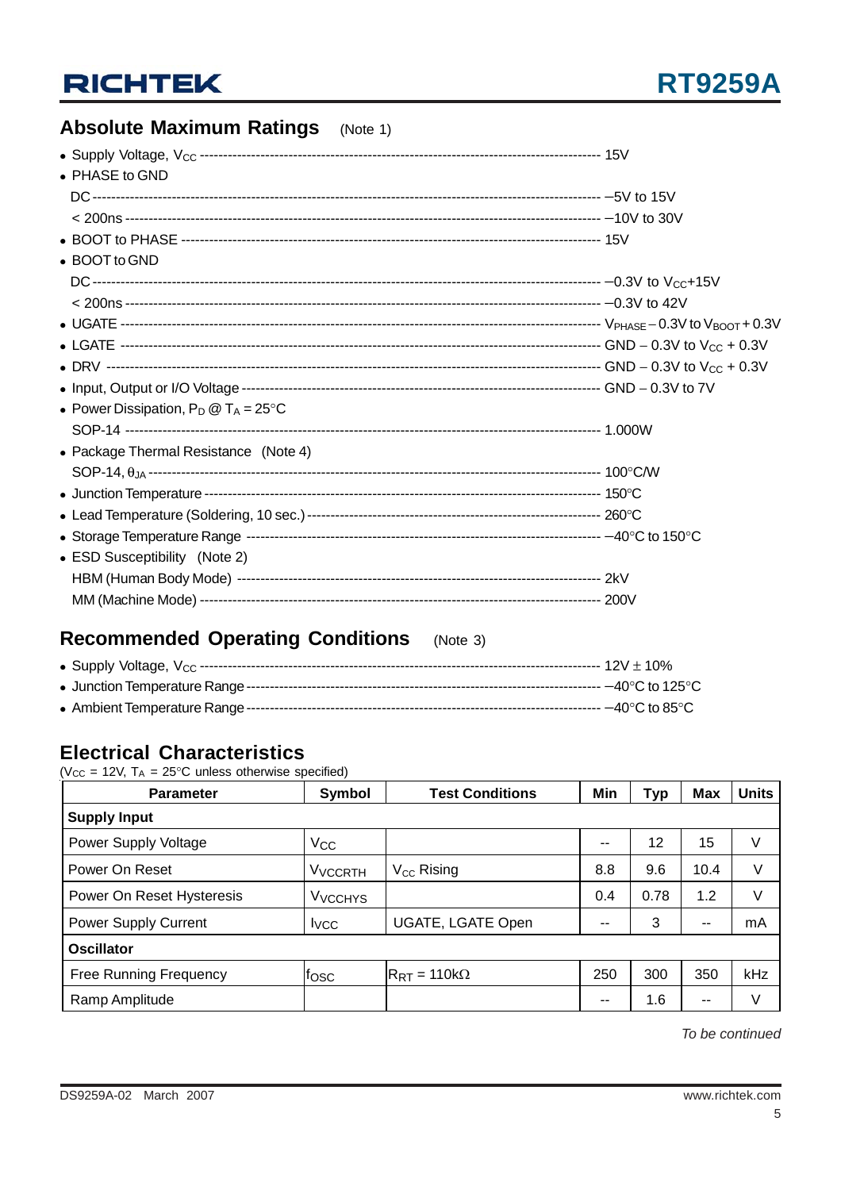## Absolute Maximum Ratings (Note 1)

- Supply Voltage, $V_{CC}$ ---------- 15V
- PHASE to GND
  - DC ---------- −5V to 15V
  - < 200ns ---------- −10V to 30V
- BOOT to PHASE ---------- 15V
- BOOT to GND
  - DC ---------- −0.3V to $V_{CC}$+15V
  - < 200ns ---------- −0.3V to 42V
- UGATE ---------- $V_{PHASE}$ − 0.3V to $V_{BOOT}$ + 0.3V
- LGATE ---------- GND − 0.3V to $V_{CC}$ + 0.3V
- DRV ---------- GND − 0.3V to $V_{CC}$ + 0.3V
- Input, Output or I/O Voltage ---------- GND − 0.3V to 7V
- Power Dissipation, $P_D$ @ $T_A$ = 25°C
  - SOP-14 ---------- 1.000W
- Package Thermal Resistance (Note 4)
  - SOP-14, $\theta_{JA}$ ---------- 100°C/W
- Junction Temperature ---------- 150°C
- Lead Temperature (Soldering, 10 sec.) ---------- 260°C
- Storage Temperature Range ---------- −40°C to 150°C
- ESD Susceptibility (Note 2)
  - HBM (Human Body Mode) ---------- 2kV
  - MM (Machine Mode) ---------- 200V

## Recommended Operating Conditions (Note 3)

- Supply Voltage, $V_{CC}$ ---------- 12V ± 10%
- Junction Temperature Range ---------- −40°C to 125°C
- Ambient Temperature Range ---------- −40°C to 85°C

## Electrical Characteristics

($V_{CC}$ = 12V, $T_A$ = 25°C unless otherwise specified)

| Parameter | Symbol | Test Conditions | Min | Typ | Max | Units |
|---|---|---|---|---|---|---|
| **Supply Input** | | | | | | |
| Power Supply Voltage | $V_{CC}$ | | -- | 12 | 15 | V |
| Power On Reset | $V_{VCCRTH}$ | $V_{CC}$ Rising | 8.8 | 9.6 | 10.4 | V |
| Power On Reset Hysteresis | $V_{VCCHYS}$ | | 0.4 | 0.78 | 1.2 | V |
| Power Supply Current | $I_{VCC}$ | UGATE, LGATE Open | -- | 3 | -- | mA |
| **Oscillator** | | | | | | |
| Free Running Frequency | $f_{OSC}$ | $R_{RT}$ = 110kΩ | 250 | 300 | 350 | kHz |
| Ramp Amplitude | | | -- | 1.6 | -- | V |

*To be continued*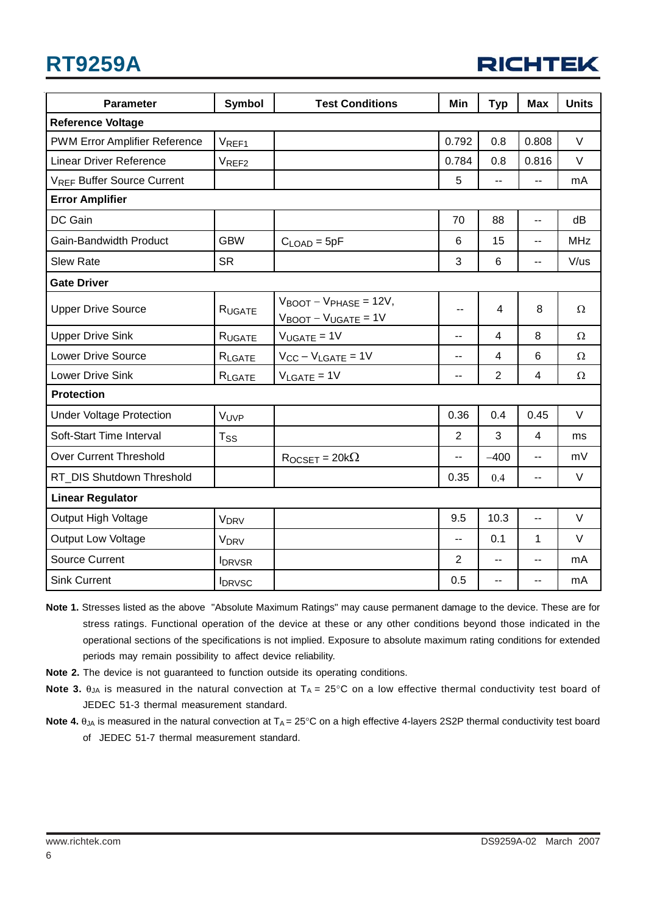| Parameter | Symbol | Test Conditions | Min | Typ | Max | Units |
|---|---|---|---|---|---|---|
| **Reference Voltage** | | | | | | |
| PWM Error Amplifier Reference | $V_{REF1}$ | | 0.792 | 0.8 | 0.808 | V |
| Linear Driver Reference | $V_{REF2}$ | | 0.784 | 0.8 | 0.816 | V |
| $V_{REF}$ Buffer Source Current | | | 5 | -- | -- | mA |
| **Error Amplifier** | | | | | | |
| DC Gain | | | 70 | 88 | -- | dB |
| Gain-Bandwidth Product | GBW | $C_{LOAD}$ = 5pF | 6 | 15 | -- | MHz |
| Slew Rate | SR | | 3 | 6 | -- | V/us |
| **Gate Driver** | | | | | | |
| Upper Drive Source | $R_{UGATE}$ | $V_{BOOT} - V_{PHASE}$ = 12V, $V_{BOOT} - V_{UGATE}$ = 1V | -- | 4 | 8 | Ω |
| Upper Drive Sink | $R_{UGATE}$ | $V_{UGATE}$ = 1V | -- | 4 | 8 | Ω |
| Lower Drive Source | $R_{LGATE}$ | $V_{CC} - V_{LGATE}$ = 1V | -- | 4 | 6 | Ω |
| Lower Drive Sink | $R_{LGATE}$ | $V_{LGATE}$ = 1V | -- | 2 | 4 | Ω |
| **Protection** | | | | | | |
| Under Voltage Protection | $V_{UVP}$ | | 0.36 | 0.4 | 0.45 | V |
| Soft-Start Time Interval | $T_{SS}$ | | 2 | 3 | 4 | ms |
| Over Current Threshold | | $R_{OCSET}$ = 20kΩ | -- | −400 | -- | mV |
| RT_DIS Shutdown Threshold | | | 0.35 | 0.4 | -- | V |
| **Linear Regulator** | | | | | | |
| Output High Voltage | $V_{DRV}$ | | 9.5 | 10.3 | -- | V |
| Output Low Voltage | $V_{DRV}$ | | -- | 0.1 | 1 | V |
| Source Current | $I_{DRVSR}$ | | 2 | -- | -- | mA |
| Sink Current | $I_{DRVSC}$ | | 0.5 | -- | -- | mA |

**Note 1.** Stresses listed as the above "Absolute Maximum Ratings" may cause permanent damage to the device. These are for stress ratings. Functional operation of the device at these or any other conditions beyond those indicated in the operational sections of the specifications is not implied. Exposure to absolute maximum rating conditions for extended periods may remain possibility to affect device reliability.

**Note 2.** The device is not guaranteed to function outside its operating conditions.

**Note 3.** $\theta_{JA}$ is measured in the natural convection at $T_A$ = 25°C on a low effective thermal conductivity test board of JEDEC 51-3 thermal measurement standard.

**Note 4.** $\theta_{JA}$ is measured in the natural convection at $T_A$ = 25°C on a high effective 4-layers 2S2P thermal conductivity test board of JEDEC 51-7 thermal measurement standard.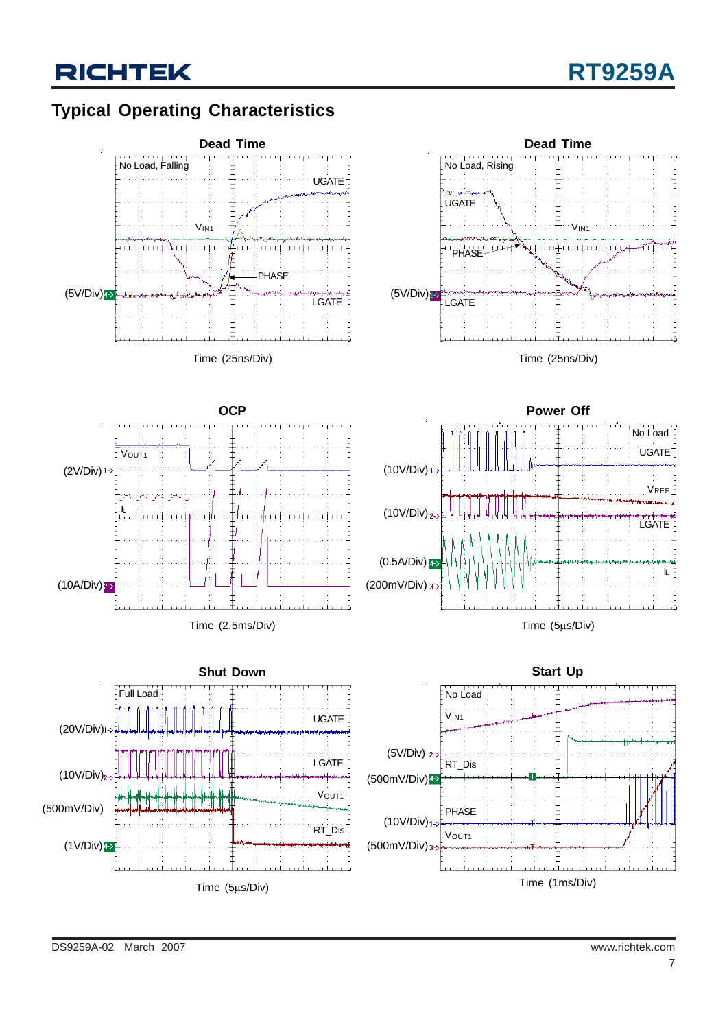## Typical Operating Characteristics

**Dead Time**

No Load, Falling

UGATE

$V_{IN1}$

PHASE

(5V/Div)

LGATE

Time (25ns/Div)

**Dead Time**

No Load, Rising

UGATE

$V_{IN1}$

PHASE

(5V/Div)

LGATE

Time (25ns/Div)

**OCP**

$V_{OUT1}$

(2V/Div)

$I_L$

(10A/Div)

Time (2.5ms/Div)

**Power Off**

No Load

UGATE

(10V/Div)

$V_{REF}$

(10V/Div)

LGATE

(0.5A/Div)

$I_L$

(200mV/Div)

Time (5μs/Div)

**Shut Down**

Full Load

(20V/Div)

UGATE

LGATE

(10V/Div)

$V_{OUT1}$

(500mV/Div)

RT_Dis

(1V/Div)

Time (5μs/Div)

**Start Up**

No Load

$V_{IN1}$

(5V/Div)

RT_Dis

(500mV/Div)

PHASE

(10V/Div)

$V_{OUT1}$

(500mV/Div)

Time (1ms/Div)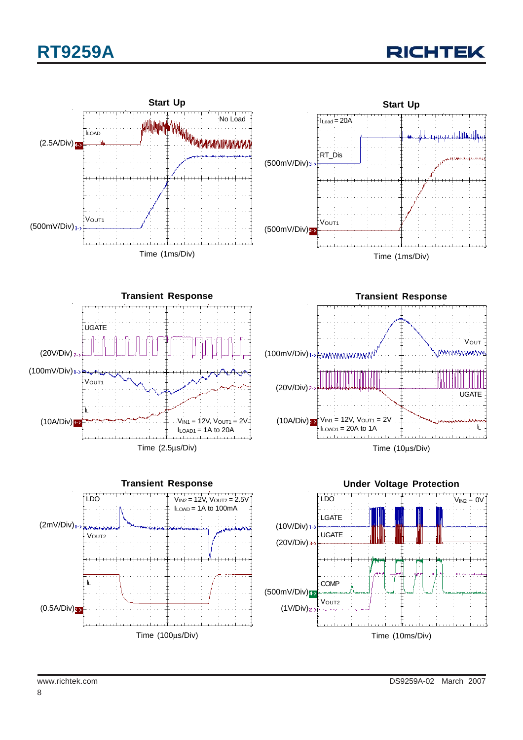### Start Up

No Load

$I_{LOAD}$

(2.5A/Div)

$V_{OUT1}$

(500mV/Div)

Time (1ms/Div)

### Start Up

$I_{Load}$ = 20A

RT_Dis

(500mV/Div)

$V_{OUT1}$

(500mV/Div)

Time (1ms/Div)

### Transient Response

UGATE

(20V/Div)

(100mV/Div)

$V_{OUT1}$

$I_L$

(10A/Div)

$V_{IN1}$ = 12V, $V_{OUT1}$ = 2V

$I_{LOAD1}$ = 1A to 20A

Time (2.5μs/Div)

### Transient Response

$V_{OUT}$

(100mV/Div)

(20V/Div)

UGATE

(10A/Div)

$V_{IN1}$ = 12V, $V_{OUT1}$ = 2V

$I_{LOAD1}$ = 20A to 1A

$I_L$

Time (10μs/Div)

### Transient Response

LDO

$V_{IN2}$ = 12V, $V_{OUT2}$ = 2.5V

$I_{LOAD}$ = 1A to 100mA

(2mV/Div)

$V_{OUT2}$

$I_L$

(0.5A/Div)

Time (100μs/Div)

### Under Voltage Protection

LDO

$V_{IN2}$ = 0V

LGATE

(10V/Div)

UGATE

(20V/Div)

COMP

(500mV/Div)

$V_{OUT2}$

(1V/Div)

Time (10ms/Div)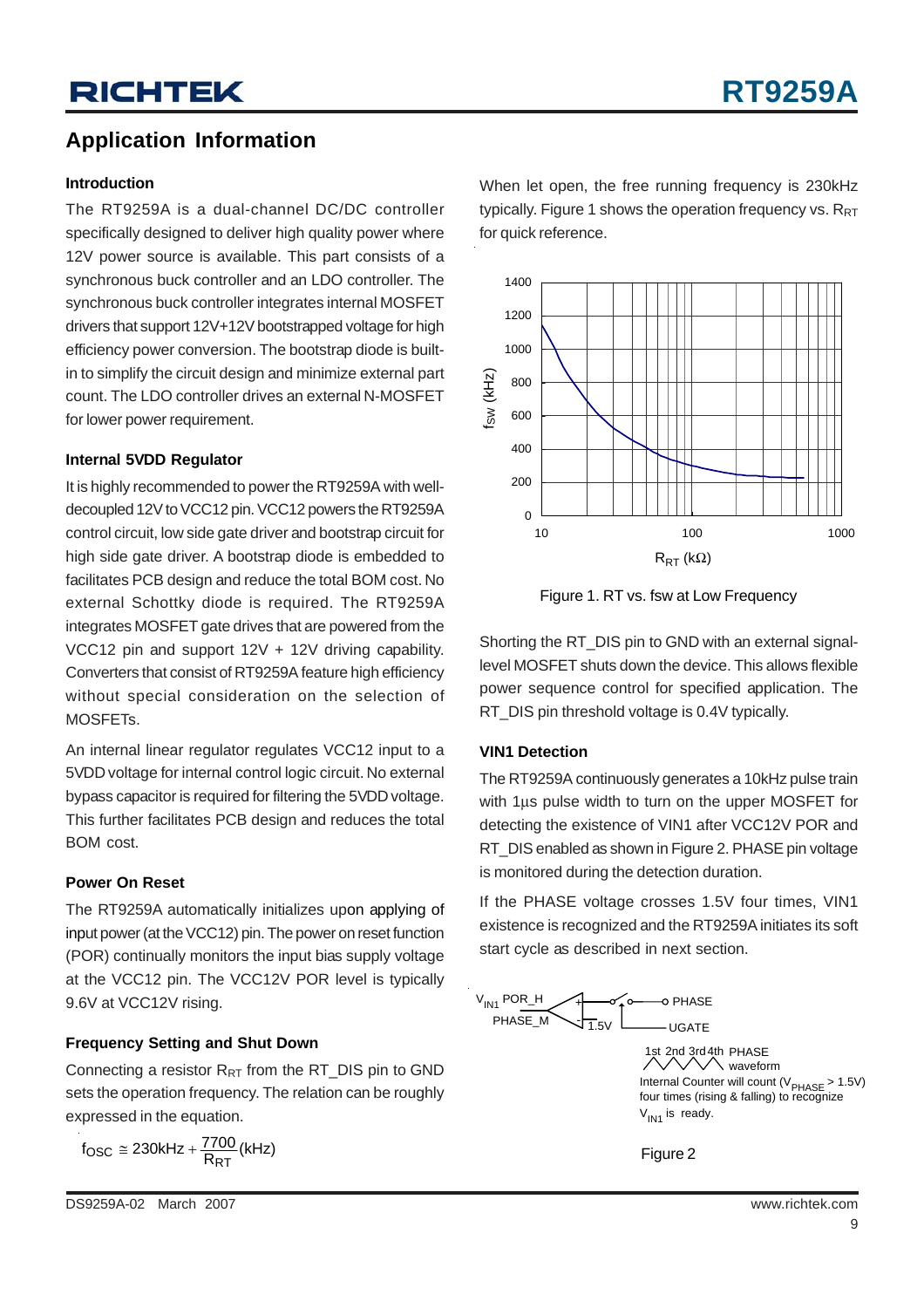## Application Information

### Introduction

The RT9259A is a dual-channel DC/DC controller specifically designed to deliver high quality power where 12V power source is available. This part consists of a synchronous buck controller and an LDO controller. The synchronous buck controller integrates internal MOSFET drivers that support 12V+12V bootstrapped voltage for high efficiency power conversion. The bootstrap diode is built-in to simplify the circuit design and minimize external part count. The LDO controller drives an external N-MOSFET for lower power requirement.

### Internal 5VDD Regulator

It is highly recommended to power the RT9259A with well-decoupled 12V to VCC12 pin. VCC12 powers the RT9259A control circuit, low side gate driver and bootstrap circuit for high side gate driver. A bootstrap diode is embedded to facilitates PCB design and reduce the total BOM cost. No external Schottky diode is required. The RT9259A integrates MOSFET gate drives that are powered from the VCC12 pin and support 12V + 12V driving capability. Converters that consist of RT9259A feature high efficiency without special consideration on the selection of MOSFETs.

An internal linear regulator regulates VCC12 input to a 5VDD voltage for internal control logic circuit. No external bypass capacitor is required for filtering the 5VDD voltage. This further facilitates PCB design and reduces the total BOM cost.

### Power On Reset

The RT9259A automatically initializes upon applying of input power (at the VCC12) pin. The power on reset function (POR) continually monitors the input bias supply voltage at the VCC12 pin. The VCC12V POR level is typically 9.6V at VCC12V rising.

### Frequency Setting and Shut Down

Connecting a resistor $R_{RT}$ from the RT_DIS pin to GND sets the operation frequency. The relation can be roughly expressed in the equation.

$$f_{OSC} \cong 230kHz + \frac{7700}{R_{RT}} (kHz)$$

When let open, the free running frequency is 230kHz typically. Figure 1 shows the operation frequency vs. $R_{RT}$ for quick reference.

Figure 1. RT vs. fsw at Low Frequency

Shorting the RT_DIS pin to GND with an external signal-level MOSFET shuts down the device. This allows flexible power sequence control for specified application. The RT_DIS pin threshold voltage is 0.4V typically.

### VIN1 Detection

The RT9259A continuously generates a 10kHz pulse train with 1μs pulse width to turn on the upper MOSFET for detecting the existence of VIN1 after VCC12V POR and RT_DIS enabled as shown in Figure 2. PHASE pin voltage is monitored during the detection duration.

If the PHASE voltage crosses 1.5V four times, VIN1 existence is recognized and the RT9259A initiates its soft start cycle as described in next section.

Figure 2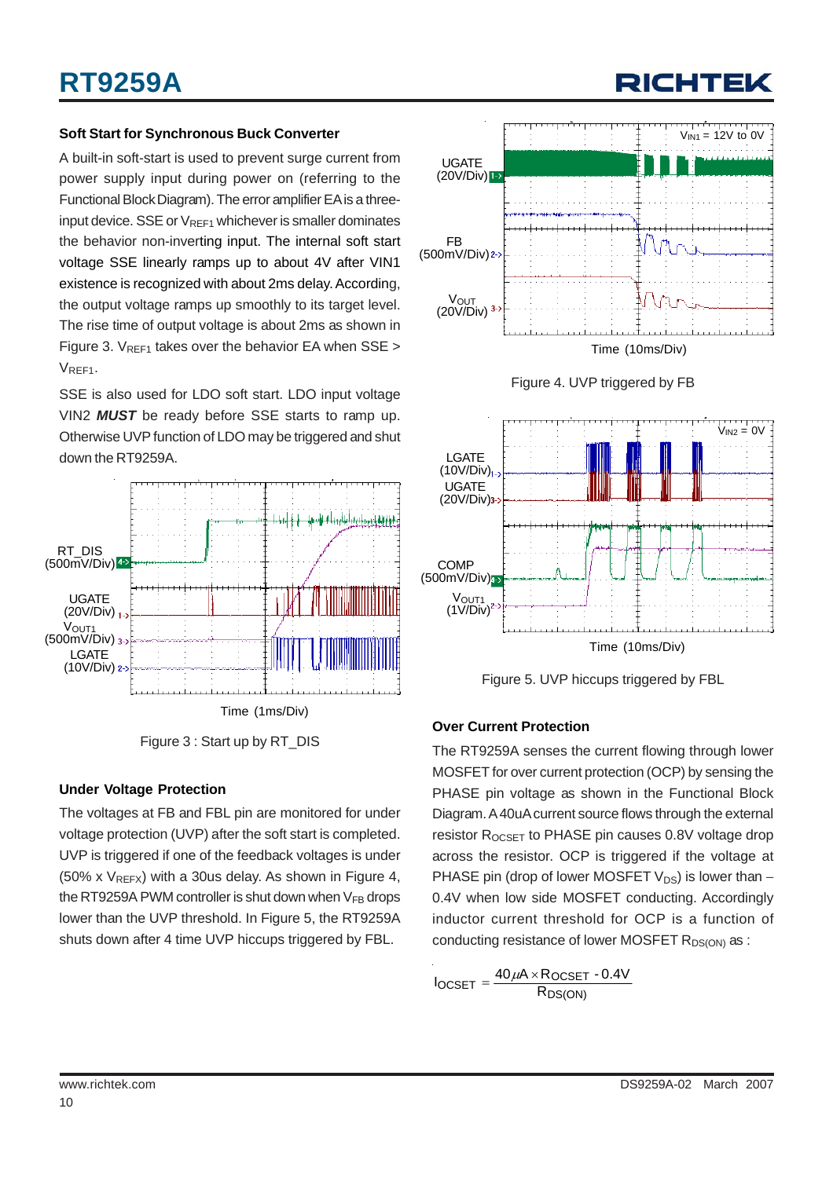### Soft Start for Synchronous Buck Converter

A built-in soft-start is used to prevent surge current from power supply input during power on (referring to the Functional Block Diagram). The error amplifier EA is a three-input device. SSE or $V_{REF1}$ whichever is smaller dominates the behavior non-inverting input. The internal soft start voltage SSE linearly ramps up to about 4V after VIN1 existence is recognized with about 2ms delay. According, the output voltage ramps up smoothly to its target level. The rise time of output voltage is about 2ms as shown in Figure 3. $V_{REF1}$ takes over the behavior EA when SSE > $V_{REF1}$.

SSE is also used for LDO soft start. LDO input voltage VIN2 ***MUST*** be ready before SSE starts to ramp up. Otherwise UVP function of LDO may be triggered and shut down the RT9259A.

Figure 3 : Start up by RT_DIS

### Under Voltage Protection

The voltages at FB and FBL pin are monitored for under voltage protection (UVP) after the soft start is completed. UVP is triggered if one of the feedback voltages is under (50% x $V_{REFX}$) with a 30us delay. As shown in Figure 4, the RT9259A PWM controller is shut down when $V_{FB}$ drops lower than the UVP threshold. In Figure 5, the RT9259A shuts down after 4 time UVP hiccups triggered by FBL.

Figure 4. UVP triggered by FB

Figure 5. UVP hiccups triggered by FBL

### Over Current Protection

The RT9259A senses the current flowing through lower MOSFET for over current protection (OCP) by sensing the PHASE pin voltage as shown in the Functional Block Diagram. A 40uA current source flows through the external resistor $R_{OCSET}$ to PHASE pin causes 0.8V voltage drop across the resistor. OCP is triggered if the voltage at PHASE pin (drop of lower MOSFET $V_{DS}$) is lower than –0.4V when low side MOSFET conducting. Accordingly inductor current threshold for OCP is a function of conducting resistance of lower MOSFET $R_{DS(ON)}$ as :

$$I_{OCSET} = \frac{40\mu A \times R_{OCSET} - 0.4V}{R_{DS(ON)}}$$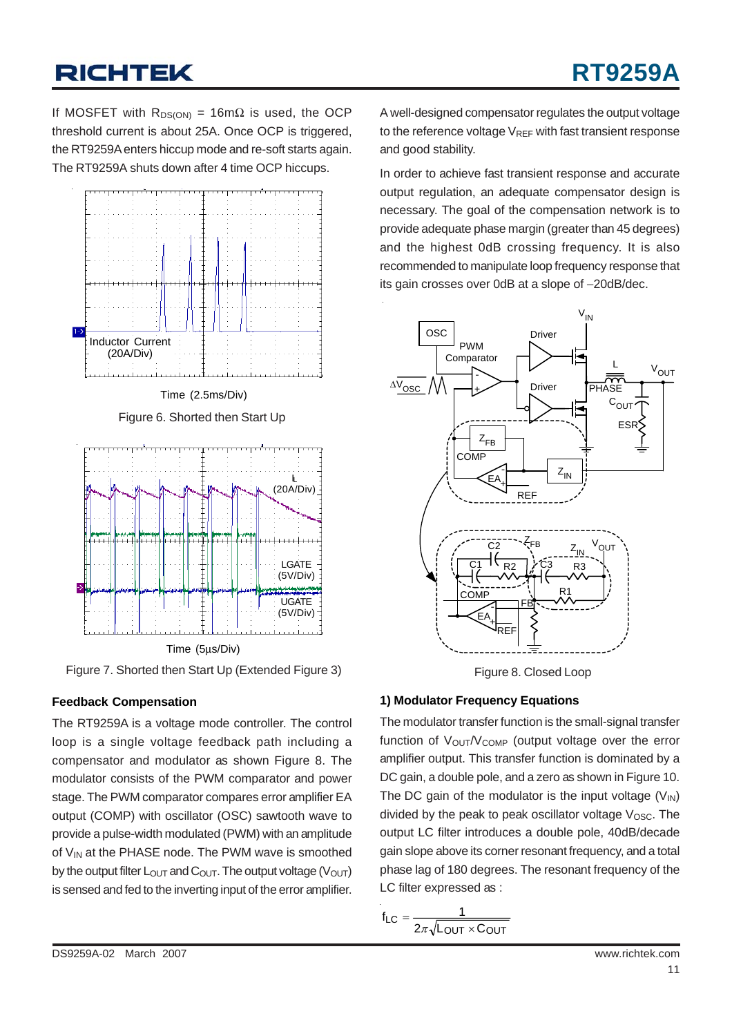If MOSFET with $R_{DS(ON)}$ = 16mΩ is used, the OCP threshold current is about 25A. Once OCP is triggered, the RT9259A enters hiccup mode and re-soft starts again. The RT9259A shuts down after 4 time OCP hiccups.

Figure 6. Shorted then Start Up

Figure 7. Shorted then Start Up (Extended Figure 3)

### Feedback Compensation

The RT9259A is a voltage mode controller. The control loop is a single voltage feedback path including a compensator and modulator as shown Figure 8. The modulator consists of the PWM comparator and power stage. The PWM comparator compares error amplifier EA output (COMP) with oscillator (OSC) sawtooth wave to provide a pulse-width modulated (PWM) with an amplitude of $V_{IN}$ at the PHASE node. The PWM wave is smoothed by the output filter $L_{OUT}$ and $C_{OUT}$. The output voltage ($V_{OUT}$) is sensed and fed to the inverting input of the error amplifier.

A well-designed compensator regulates the output voltage to the reference voltage $V_{REF}$ with fast transient response and good stability.

In order to achieve fast transient response and accurate output regulation, an adequate compensator design is necessary. The goal of the compensation network is to provide adequate phase margin (greater than 45 degrees) and the highest 0dB crossing frequency. It is also recommended to manipulate loop frequency response that its gain crosses over 0dB at a slope of −20dB/dec.

Figure 8. Closed Loop

### 1) Modulator Frequency Equations

The modulator transfer function is the small-signal transfer function of $V_{OUT}/V_{COMP}$ (output voltage over the error amplifier output). This transfer function is dominated by a DC gain, a double pole, and a zero as shown in Figure 10. The DC gain of the modulator is the input voltage ($V_{IN}$) divided by the peak to peak oscillator voltage $V_{OSC}$. The output LC filter introduces a double pole, 40dB/decade gain slope above its corner resonant frequency, and a total phase lag of 180 degrees. The resonant frequency of the LC filter expressed as :

$$f_{LC} = \frac{1}{2\pi\sqrt{L_{OUT} \times C_{OUT}}}$$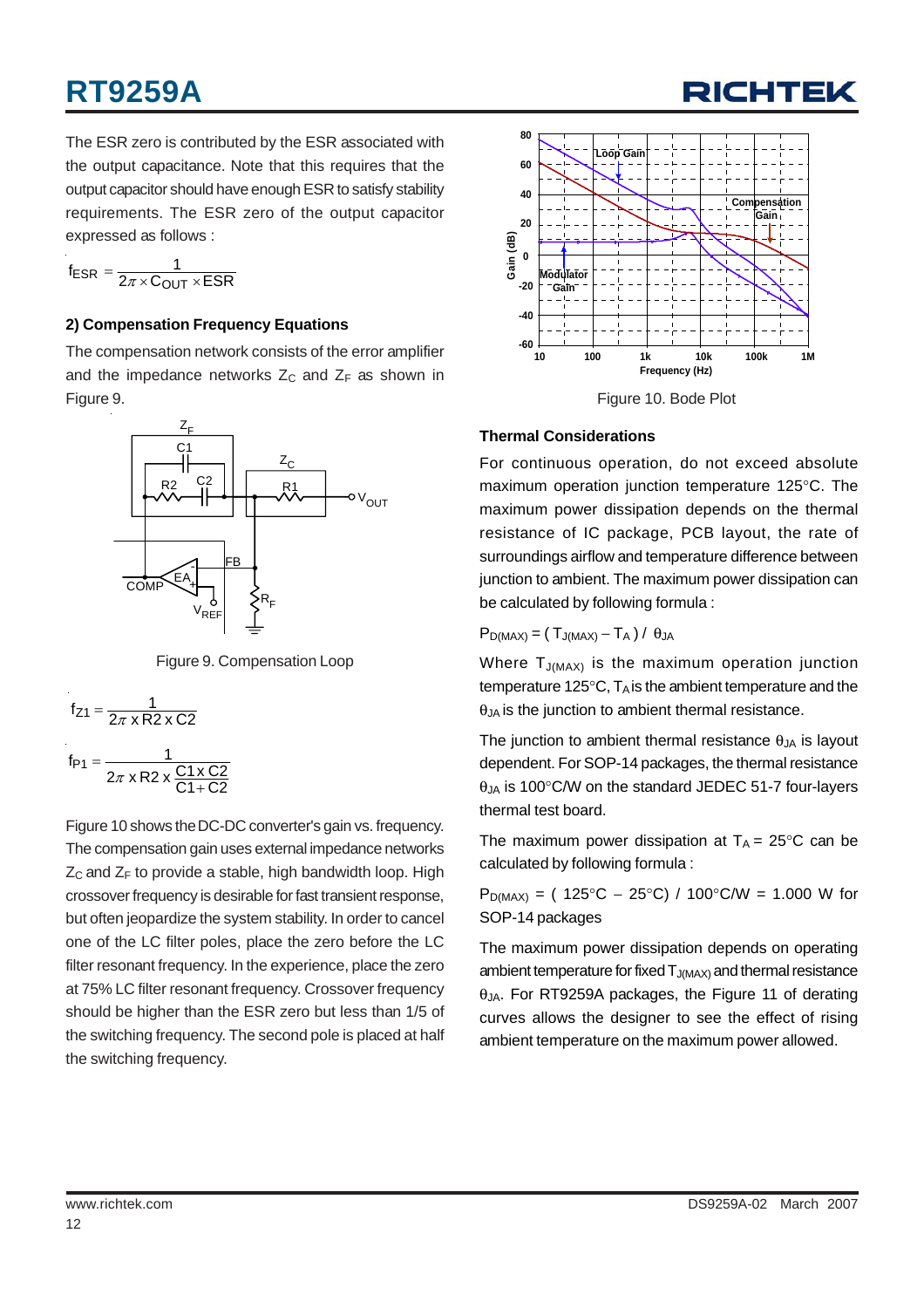The ESR zero is contributed by the ESR associated with the output capacitance. Note that this requires that the output capacitor should have enough ESR to satisfy stability requirements. The ESR zero of the output capacitor expressed as follows :

$$f_{ESR} = \frac{1}{2\pi \times C_{OUT} \times ESR}$$

### 2) Compensation Frequency Equations

The compensation network consists of the error amplifier and the impedance networks $Z_C$ and $Z_F$ as shown in Figure 9.

Figure 9. Compensation Loop

$$f_{Z1} = \frac{1}{2\pi \times R2 \times C2}$$

$$f_{P1} = \frac{1}{2\pi \times R2 \times \frac{C1 \times C2}{C1 + C2}}$$

Figure 10 shows the DC-DC converter's gain vs. frequency. The compensation gain uses external impedance networks $Z_C$ and $Z_F$ to provide a stable, high bandwidth loop. High crossover frequency is desirable for fast transient response, but often jeopardize the system stability. In order to cancel one of the LC filter poles, place the zero before the LC filter resonant frequency. In the experience, place the zero at 75% LC filter resonant frequency. Crossover frequency should be higher than the ESR zero but less than 1/5 of the switching frequency. The second pole is placed at half the switching frequency.

Figure 10. Bode Plot

### Thermal Considerations

For continuous operation, do not exceed absolute maximum operation junction temperature 125°C. The maximum power dissipation depends on the thermal resistance of IC package, PCB layout, the rate of surroundings airflow and temperature difference between junction to ambient. The maximum power dissipation can be calculated by following formula :

$$P_{D(MAX)} = ( T_{J(MAX)} - T_A ) / \theta_{JA}$$

Where $T_{J(MAX)}$ is the maximum operation junction temperature 125°C, $T_A$ is the ambient temperature and the $\theta_{JA}$ is the junction to ambient thermal resistance.

The junction to ambient thermal resistance $\theta_{JA}$ is layout dependent. For SOP-14 packages, the thermal resistance $\theta_{JA}$ is 100°C/W on the standard JEDEC 51-7 four-layers thermal test board.

The maximum power dissipation at $T_A$ = 25°C can be calculated by following formula :

$P_{D(MAX)}$ = ( 125°C − 25°C) / 100°C/W = 1.000 W for SOP-14 packages

The maximum power dissipation depends on operating ambient temperature for fixed $T_{J(MAX)}$ and thermal resistance $\theta_{JA}$. For RT9259A packages, the Figure 11 of derating curves allows the designer to see the effect of rising ambient temperature on the maximum power allowed.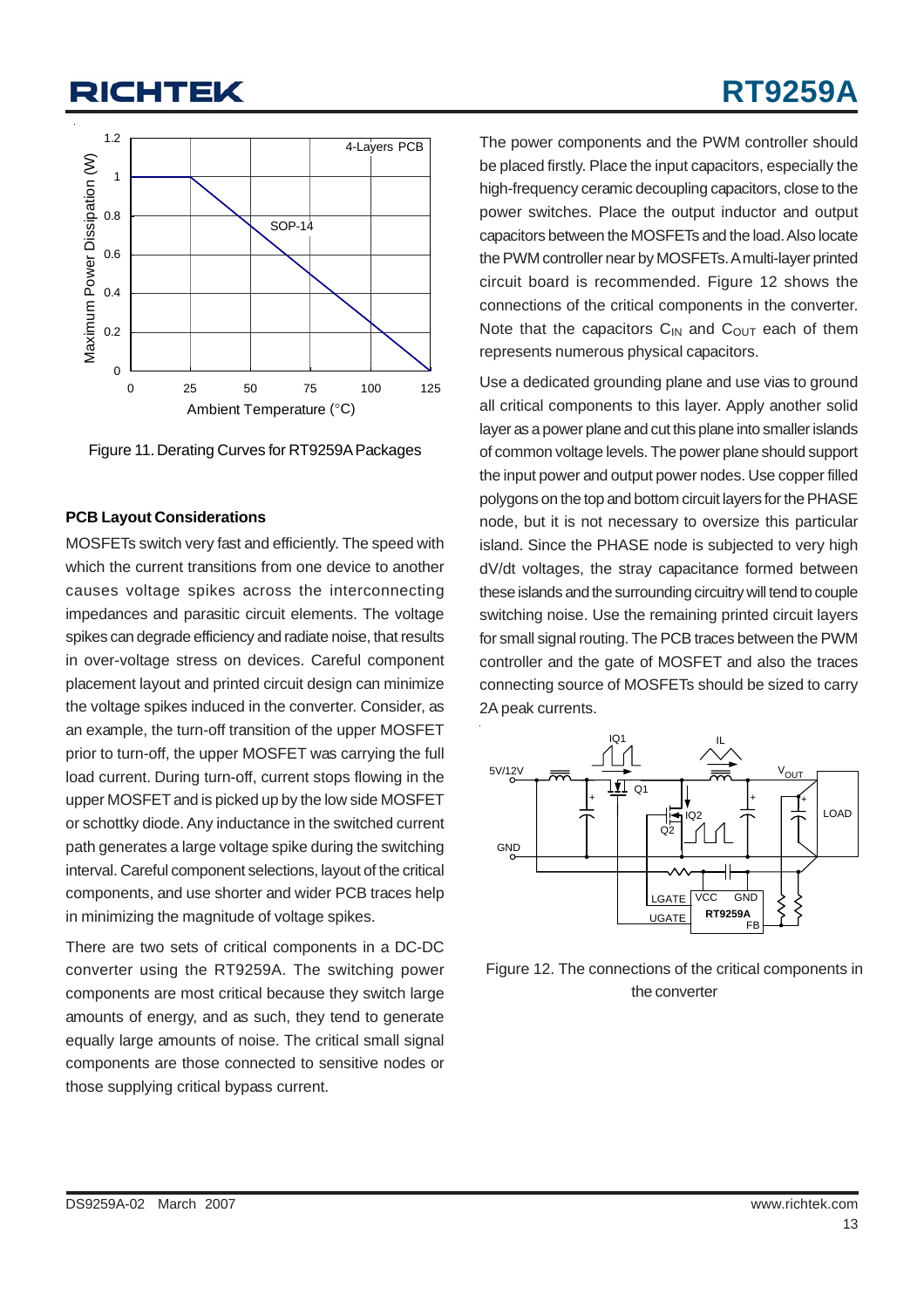Figure 11. Derating Curves for RT9259A Packages

### PCB Layout Considerations

MOSFETs switch very fast and efficiently. The speed with which the current transitions from one device to another causes voltage spikes across the interconnecting impedances and parasitic circuit elements. The voltage spikes can degrade efficiency and radiate noise, that results in over-voltage stress on devices. Careful component placement layout and printed circuit design can minimize the voltage spikes induced in the converter. Consider, as an example, the turn-off transition of the upper MOSFET prior to turn-off, the upper MOSFET was carrying the full load current. During turn-off, current stops flowing in the upper MOSFET and is picked up by the low side MOSFET or schottky diode. Any inductance in the switched current path generates a large voltage spike during the switching interval. Careful component selections, layout of the critical components, and use shorter and wider PCB traces help in minimizing the magnitude of voltage spikes.

There are two sets of critical components in a DC-DC converter using the RT9259A. The switching power components are most critical because they switch large amounts of energy, and as such, they tend to generate equally large amounts of noise. The critical small signal components are those connected to sensitive nodes or those supplying critical bypass current.

The power components and the PWM controller should be placed firstly. Place the input capacitors, especially the high-frequency ceramic decoupling capacitors, close to the power switches. Place the output inductor and output capacitors between the MOSFETs and the load. Also locate the PWM controller near by MOSFETs. A multi-layer printed circuit board is recommended. Figure 12 shows the connections of the critical components in the converter. Note that the capacitors $C_{IN}$ and $C_{OUT}$ each of them represents numerous physical capacitors.

Use a dedicated grounding plane and use vias to ground all critical components to this layer. Apply another solid layer as a power plane and cut this plane into smaller islands of common voltage levels. The power plane should support the input power and output power nodes. Use copper filled polygons on the top and bottom circuit layers for the PHASE node, but it is not necessary to oversize this particular island. Since the PHASE node is subjected to very high dV/dt voltages, the stray capacitance formed between these islands and the surrounding circuitry will tend to couple switching noise. Use the remaining printed circuit layers for small signal routing. The PCB traces between the PWM controller and the gate of MOSFET and also the traces connecting source of MOSFETs should be sized to carry 2A peak currents.

Figure 12. The connections of the critical components in the converter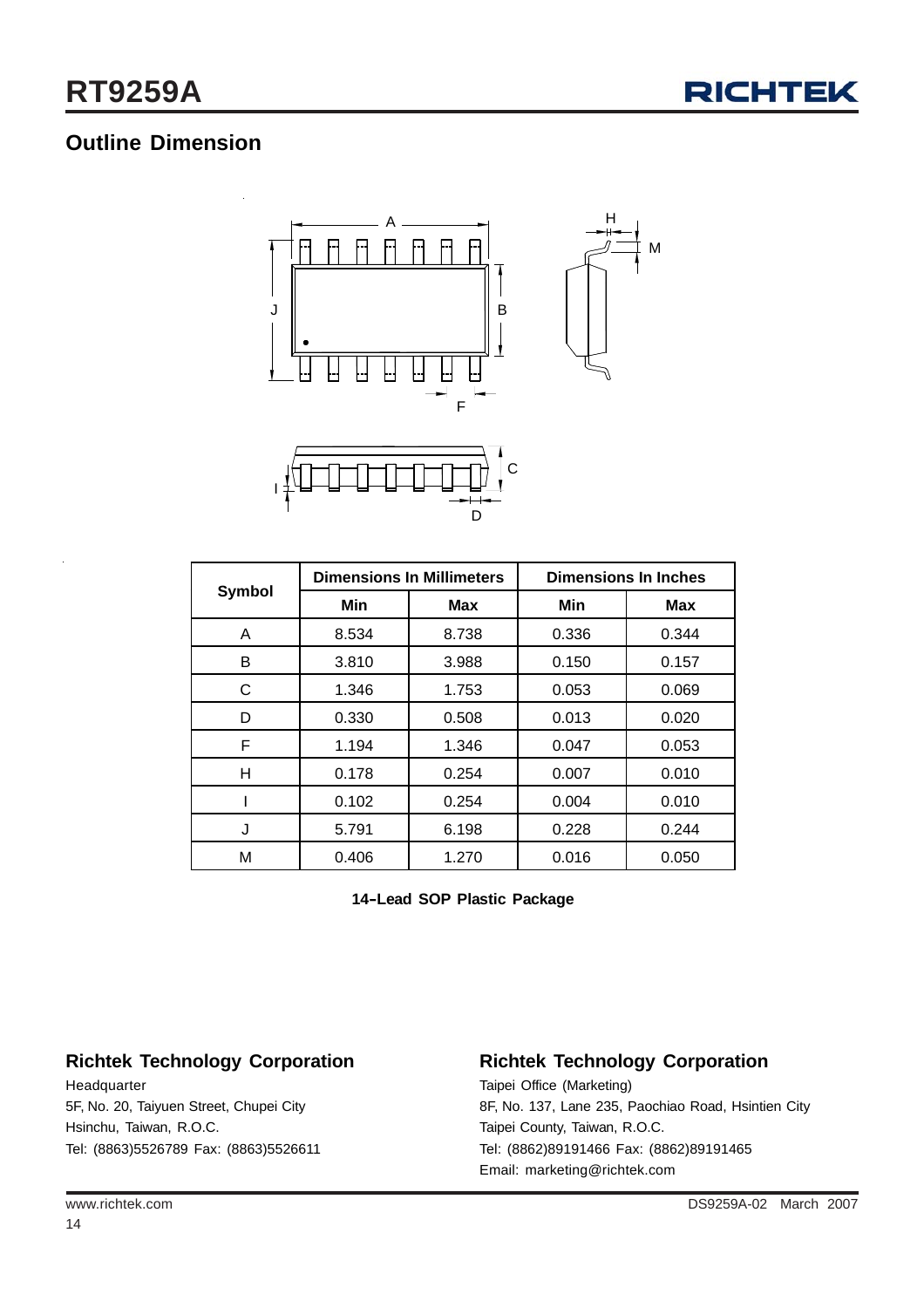# RT9259A

## Outline Dimension

| Symbol | Dimensions In Millimeters | | Dimensions In Inches | |
|---|---|---|---|---|
| | Min | Max | Min | Max |
| A | 8.534 | 8.738 | 0.336 | 0.344 |
| B | 3.810 | 3.988 | 0.150 | 0.157 |
| C | 1.346 | 1.753 | 0.053 | 0.069 |
| D | 0.330 | 0.508 | 0.013 | 0.020 |
| F | 1.194 | 1.346 | 0.047 | 0.053 |
| H | 0.178 | 0.254 | 0.007 | 0.010 |
| I | 0.102 | 0.254 | 0.004 | 0.010 |
| J | 5.791 | 6.198 | 0.228 | 0.244 |
| M | 0.406 | 1.270 | 0.016 | 0.050 |

**14-Lead SOP Plastic Package**

### Richtek Technology Corporation

Headquarter
5F, No. 20, Taiyuen Street, Chupei City
Hsinchu, Taiwan, R.O.C.
Tel: (8863)5526789 Fax: (8863)5526611

### Richtek Technology Corporation

Taipei Office (Marketing)
8F, No. 137, Lane 235, Paochiao Road, Hsintien City
Taipei County, Taiwan, R.O.C.
Tel: (8862)89191466 Fax: (8862)89191465
Email: marketing@richtek.com